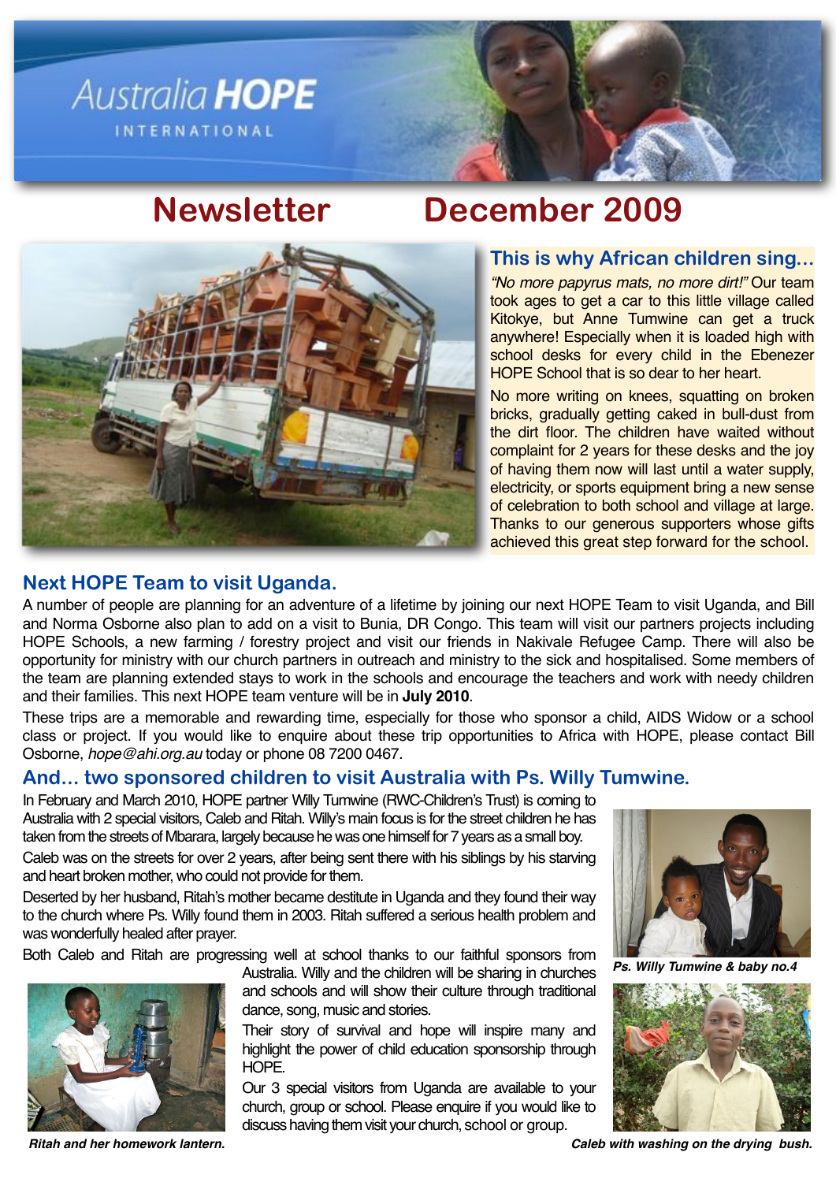Australia **HOPE**

INTERNATIONAL

# Newsletter December 2009

## This is why African children sing...

*"No more papyrus mats, no more dirt!"* Our team took ages to get a car to this little village called Kitokye, but Anne Tumwine can get a truck anywhere! Especially when it is loaded high with school desks for every child in the Ebenezer HOPE School that is so dear to her heart.

No more writing on knees, squatting on broken bricks, gradually getting caked in bull-dust from the dirt floor. The children have waited without complaint for 2 years for these desks and the joy of having them now will last until a water supply, electricity, or sports equipment bring a new sense of celebration to both school and village at large. Thanks to our generous supporters whose gifts achieved this great step forward for the school.

## Next HOPE Team to visit Uganda.

A number of people are planning for an adventure of a lifetime by joining our next HOPE Team to visit Uganda, and Bill and Norma Osborne also plan to add on a visit to Bunia, DR Congo. This team will visit our partners projects including HOPE Schools, a new farming / forestry project and visit our friends in Nakivale Refugee Camp. There will also be opportunity for ministry with our church partners in outreach and ministry to the sick and hospitalised. Some members of the team are planning extended stays to work in the schools and encourage the teachers and work with needy children and their families. This next HOPE team venture will be in **July 2010**.

These trips are a memorable and rewarding time, especially for those who sponsor a child, AIDS Widow or a school class or project. If you would like to enquire about these trip opportunities to Africa with HOPE, please contact Bill Osborne, *hope@ahi.org.au* today or phone 08 7200 0467.

## And... two sponsored children to visit Australia with Ps. Willy Tumwine.

In February and March 2010, HOPE partner Willy Tumwine (RWC-Children's Trust) is coming to Australia with 2 special visitors, Caleb and Ritah. Willy's main focus is for the street children he has taken from the streets of Mbarara, largely because he was one himself for 7 years as a small boy.

Caleb was on the streets for over 2 years, after being sent there with his siblings by his starving and heart broken mother, who could not provide for them.

Deserted by her husband, Ritah's mother became destitute in Uganda and they found their way to the church where Ps. Willy found them in 2003. Ritah suffered a serious health problem and was wonderfully healed after prayer.

Both Caleb and Ritah are progressing well at school thanks to our faithful sponsors from Australia. Willy and the children will be sharing in churches and schools and will show their culture through traditional dance, song, music and stories.

Their story of survival and hope will inspire many and highlight the power of child education sponsorship through HOPE.

Our 3 special visitors from Uganda are available to your church, group or school. Please enquire if you would like to discuss having them visit your church, school or group.

***Ps. Willy Tumwine & baby no.4***

***Ritah and her homework lantern.***

***Caleb with washing on the drying bush.***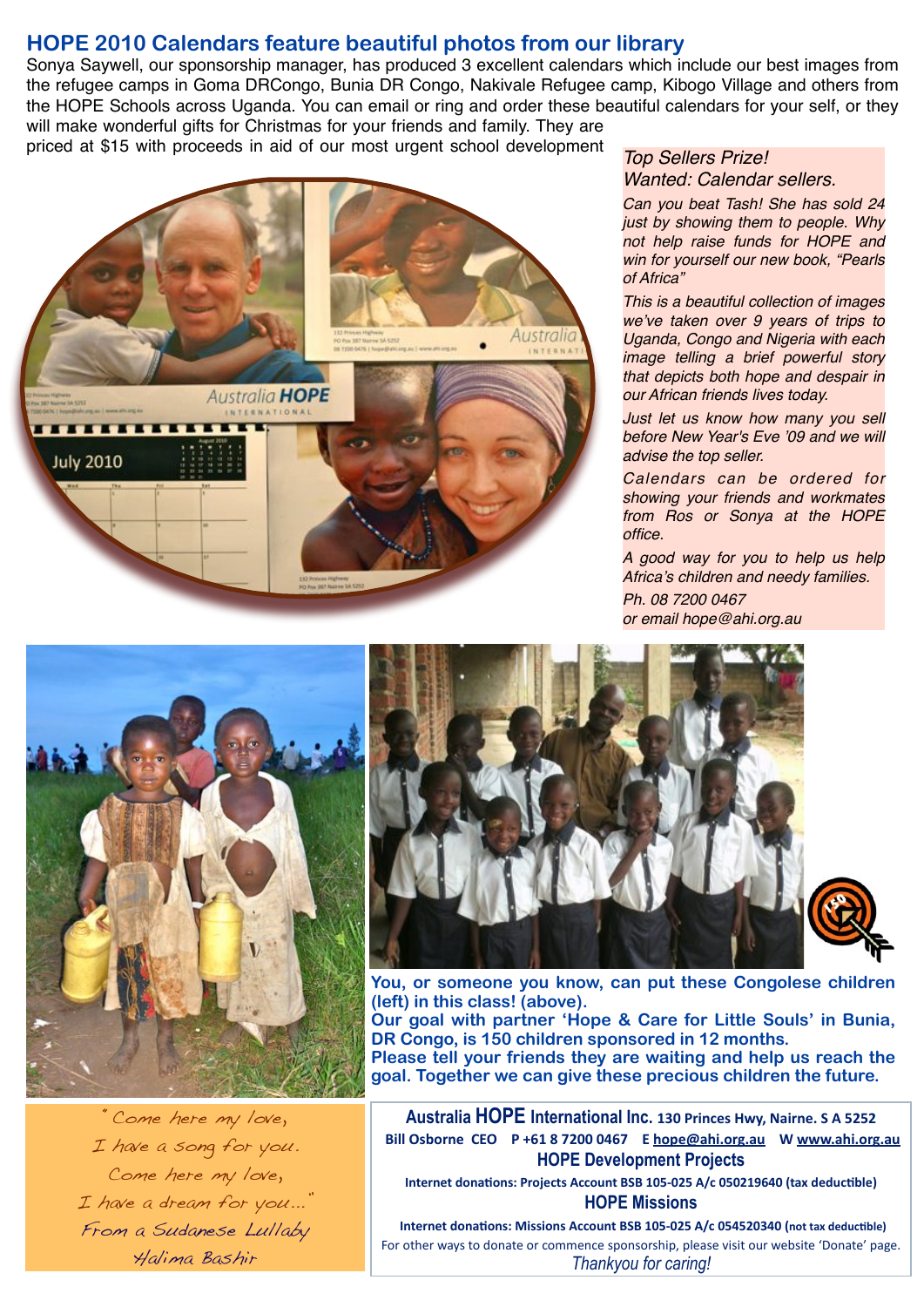## HOPE 2010 Calendars feature beautiful photos from our library

Sonya Saywell, our sponsorship manager, has produced 3 excellent calendars which include our best images from the refugee camps in Goma DRCongo, Bunia DR Congo, Nakivale Refugee camp, Kibogo Village and others from the HOPE Schools across Uganda. You can email or ring and order these beautiful calendars for your self, or they will make wonderful gifts for Christmas for your friends and family. They are priced at $15 with proceeds in aid of our most urgent school development

*Top Sellers Prize!*
*Wanted: Calendar sellers.*

*Can you beat Tash! She has sold 24 just by showing them to people. Why not help raise funds for HOPE and win for yourself our new book, "Pearls of Africa"*

*This is a beautiful collection of images we've taken over 9 years of trips to Uganda, Congo and Nigeria with each image telling a brief powerful story that depicts both hope and despair in our African friends lives today.*

*Just let us know how many you sell before New Year's Eve '09 and we will advise the top seller.*

*Calendars can be ordered for showing your friends and workmates from Ros or Sonya at the HOPE office.*

*A good way for you to help us help Africa's children and needy families.*

*Ph. 08 7200 0467*
*or email hope@ahi.org.au*

**You, or someone you know, can put these Congolese children (left) in this class! (above).**
**Our goal with partner 'Hope & Care for Little Souls' in Bunia, DR Congo, is 150 children sponsored in 12 months.**
**Please tell your friends they are waiting and help us reach the goal. Together we can give these precious children the future.**

*"Come here my love,*
*I have a song for you.*
*Come here my love,*
*I have a dream for you..."*
*From a Sudanese Lullaby*
*Halima Bashir*

**Australia HOPE International Inc. 130 Princes Hwy, Nairne. S A 5252**
**Bill Osborne CEO P +61 8 7200 0467 E hope@ahi.org.au W www.ahi.org.au**

**HOPE Development Projects**
**Internet donations: Projects Account BSB 105-025 A/c 050219640 (tax deductible)**

**HOPE Missions**
**Internet donations: Missions Account BSB 105-025 A/c 054520340 (not tax deductible)**

For other ways to donate or commence sponsorship, please visit our website 'Donate' page.

*Thankyou for caring!*